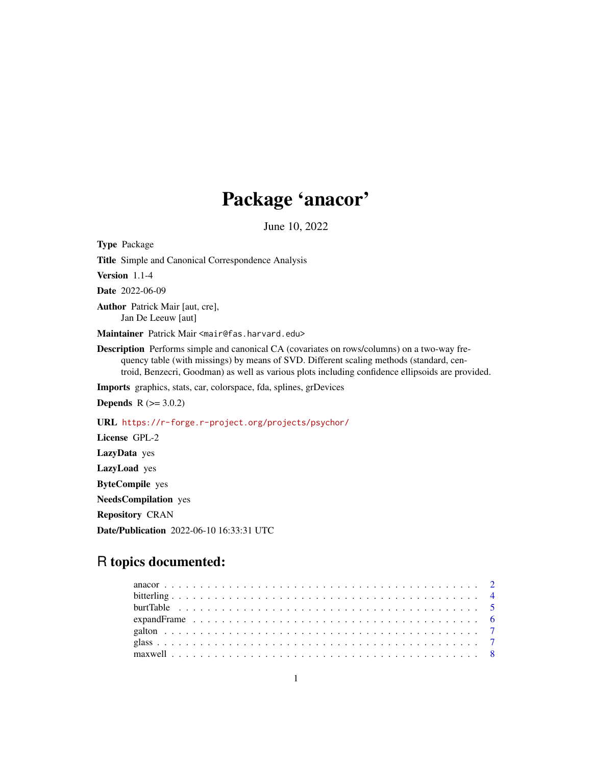# Package 'anacor'

June 10, 2022

**Type** Package

**Title** Simple and Canonical Correspondence Analysis

**Version** 1.1-4

**Date** 2022-06-09

**Author** Patrick Mair [aut, cre],
Jan De Leeuw [aut]

**Maintainer** Patrick Mair <mair@fas.harvard.edu>

**Description** Performs simple and canonical CA (covariates on rows/columns) on a two-way frequency table (with missings) by means of SVD. Different scaling methods (standard, centroid, Benzecri, Goodman) as well as various plots including confidence ellipsoids are provided.

**Imports** graphics, stats, car, colorspace, fda, splines, grDevices

**Depends** R (>= 3.0.2)

**URL** https://r-forge.r-project.org/projects/psychor/

**License** GPL-2

**LazyData** yes

**LazyLoad** yes

**ByteCompile** yes

**NeedsCompilation** yes

**Repository** CRAN

**Date/Publication** 2022-06-10 16:33:31 UTC

## R topics documented:

anacor . . . . . . . . . . . . . . . . . . . . . . . . . . . . . . . . . . . . . . . . . . 2
bitterling . . . . . . . . . . . . . . . . . . . . . . . . . . . . . . . . . . . . . . . . . 4
burtTable . . . . . . . . . . . . . . . . . . . . . . . . . . . . . . . . . . . . . . . . . 5
expandFrame . . . . . . . . . . . . . . . . . . . . . . . . . . . . . . . . . . . . . . . 6
galton . . . . . . . . . . . . . . . . . . . . . . . . . . . . . . . . . . . . . . . . . . 7
glass . . . . . . . . . . . . . . . . . . . . . . . . . . . . . . . . . . . . . . . . . . . 7
maxwell . . . . . . . . . . . . . . . . . . . . . . . . . . . . . . . . . . . . . . . . . 8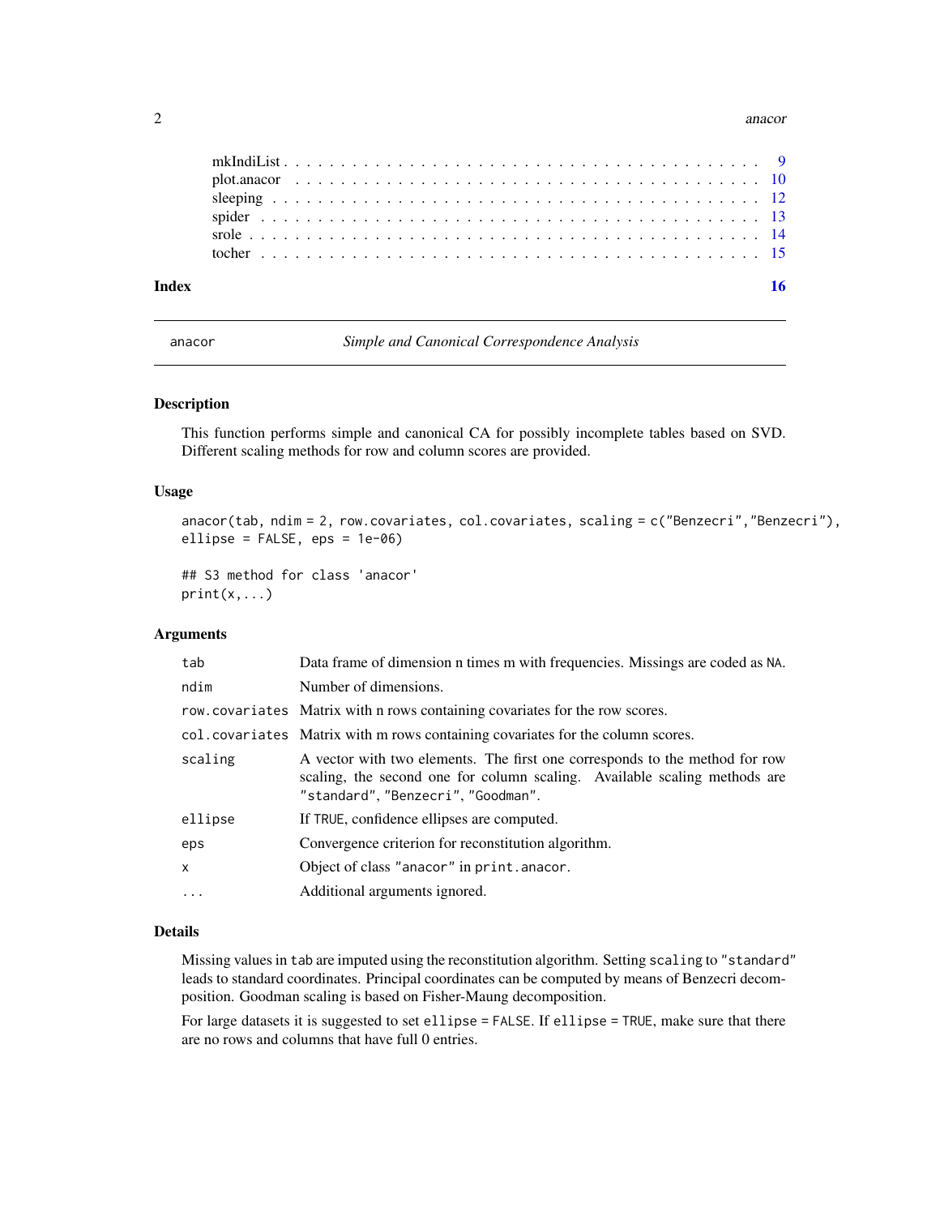mkIndiList . . . . . . . . . . . . . . . . . . . . . . . . . . . . . . . . . . . . . . . 9
plot.anacor . . . . . . . . . . . . . . . . . . . . . . . . . . . . . . . . . . . . . . . 10
sleeping . . . . . . . . . . . . . . . . . . . . . . . . . . . . . . . . . . . . . . . 12
spider . . . . . . . . . . . . . . . . . . . . . . . . . . . . . . . . . . . . . . . 13
srole . . . . . . . . . . . . . . . . . . . . . . . . . . . . . . . . . . . . . . . 14
tocher . . . . . . . . . . . . . . . . . . . . . . . . . . . . . . . . . . . . . . . 15

**Index** **16**

---

`anacor` *Simple and Canonical Correspondence Analysis*

---

### Description

This function performs simple and canonical CA for possibly incomplete tables based on SVD. Different scaling methods for row and column scores are provided.

### Usage

```
anacor(tab, ndim = 2, row.covariates, col.covariates, scaling = c("Benzecri","Benzecri"),
ellipse = FALSE, eps = 1e-06)

## S3 method for class 'anacor'
print(x,...)
```

### Arguments

| | |
|---|---|
| `tab` | Data frame of dimension n times m with frequencies. Missings are coded as `NA`. |
| `ndim` | Number of dimensions. |
| `row.covariates` | Matrix with n rows containing covariates for the row scores. |
| `col.covariates` | Matrix with m rows containing covariates for the column scores. |
| `scaling` | A vector with two elements. The first one corresponds to the method for row scaling, the second one for column scaling. Available scaling methods are `"standard"`, `"Benzecri"`, `"Goodman"`. |
| `ellipse` | If `TRUE`, confidence ellipses are computed. |
| `eps` | Convergence criterion for reconstitution algorithm. |
| `x` | Object of class `"anacor"` in `print.anacor`. |
| `...` | Additional arguments ignored. |

### Details

Missing values in `tab` are imputed using the reconstitution algorithm. Setting `scaling` to `"standard"` leads to standard coordinates. Principal coordinates can be computed by means of Benzecri decomposition. Goodman scaling is based on Fisher-Maung decomposition.

For large datasets it is suggested to set `ellipse = FALSE`. If `ellipse = TRUE`, make sure that there are no rows and columns that have full 0 entries.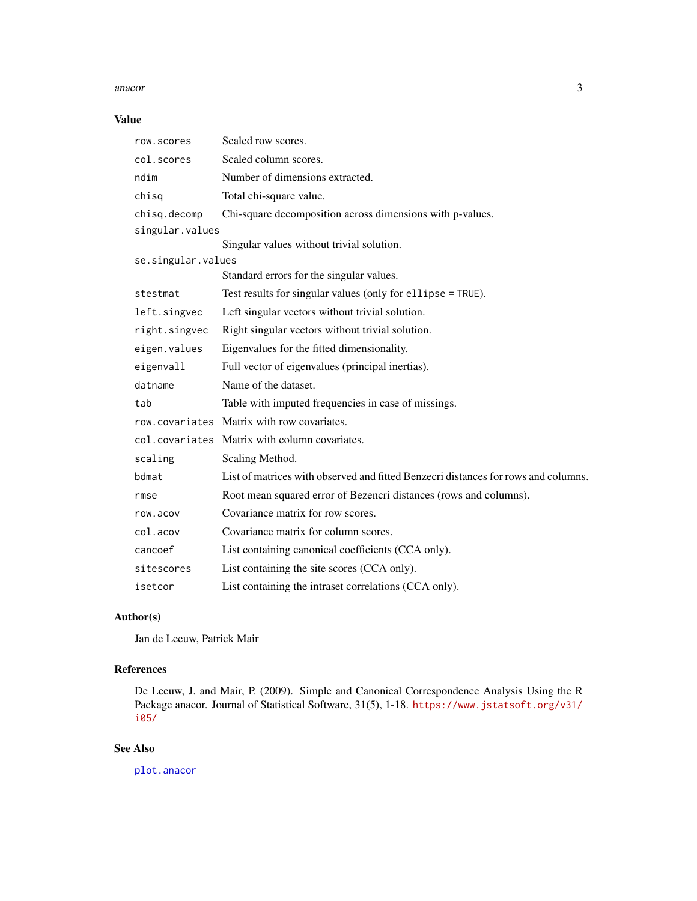## Value

| | |
|---|---|
| `row.scores` | Scaled row scores. |
| `col.scores` | Scaled column scores. |
| `ndim` | Number of dimensions extracted. |
| `chisq` | Total chi-square value. |
| `chisq.decomp` | Chi-square decomposition across dimensions with p-values. |
| `singular.values` | Singular values without trivial solution. |
| `se.singular.values` | Standard errors for the singular values. |
| `stestmat` | Test results for singular values (only for `ellipse = TRUE`). |
| `left.singvec` | Left singular vectors without trivial solution. |
| `right.singvec` | Right singular vectors without trivial solution. |
| `eigen.values` | Eigenvalues for the fitted dimensionality. |
| `eigenvall` | Full vector of eigenvalues (principal inertias). |
| `datname` | Name of the dataset. |
| `tab` | Table with imputed frequencies in case of missings. |
| `row.covariates` | Matrix with row covariates. |
| `col.covariates` | Matrix with column covariates. |
| `scaling` | Scaling Method. |
| `bdmat` | List of matrices with observed and fitted Benzecri distances for rows and columns. |
| `rmse` | Root mean squared error of Bezencri distances (rows and columns). |
| `row.acov` | Covariance matrix for row scores. |
| `col.acov` | Covariance matrix for column scores. |
| `cancoef` | List containing canonical coefficients (CCA only). |
| `sitescores` | List containing the site scores (CCA only). |
| `isetcor` | List containing the intraset correlations (CCA only). |

## Author(s)

Jan de Leeuw, Patrick Mair

## References

De Leeuw, J. and Mair, P. (2009). Simple and Canonical Correspondence Analysis Using the R Package anacor. Journal of Statistical Software, 31(5), 1-18. https://www.jstatsoft.org/v31/i05/

## See Also

`plot.anacor`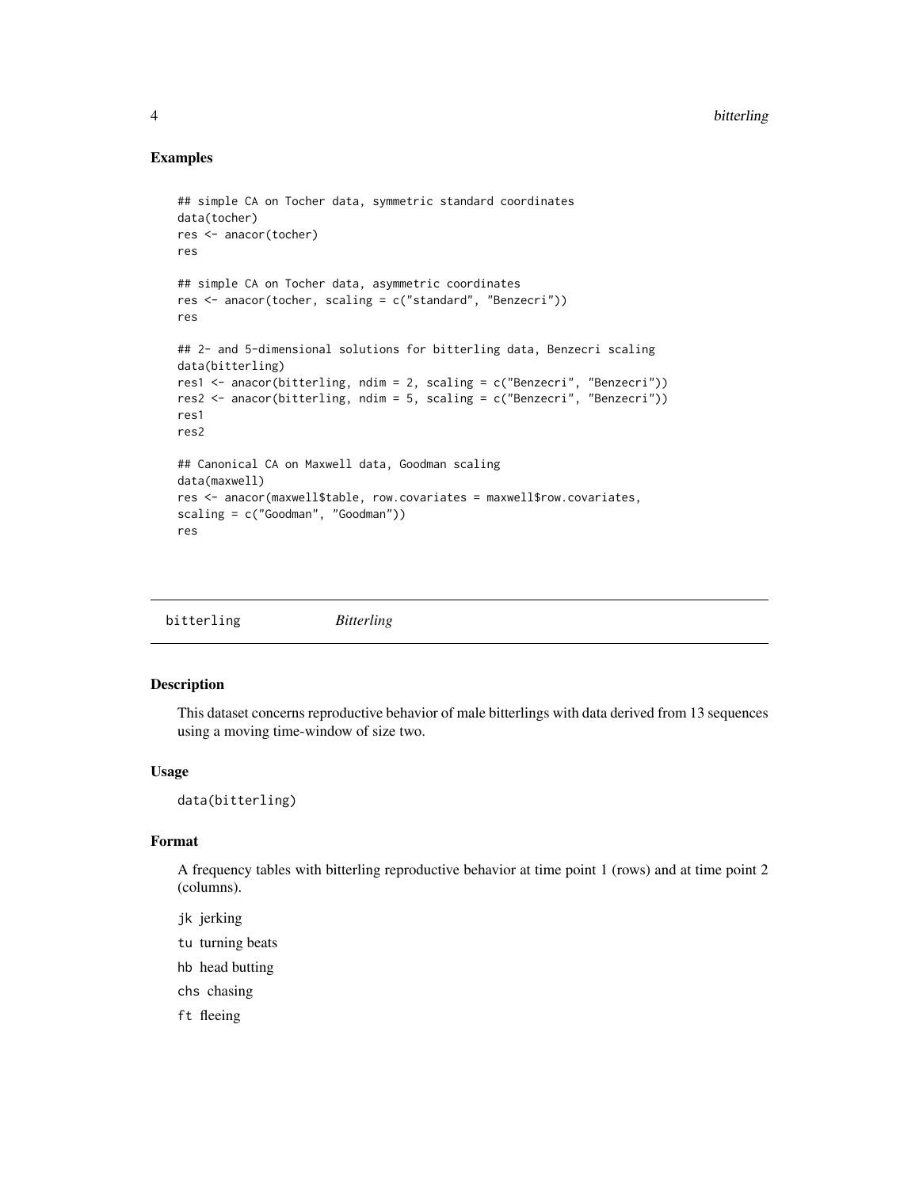## Examples

```
## simple CA on Tocher data, symmetric standard coordinates
data(tocher)
res <- anacor(tocher)
res

## simple CA on Tocher data, asymmetric coordinates
res <- anacor(tocher, scaling = c("standard", "Benzecri"))
res

## 2- and 5-dimensional solutions for bitterling data, Benzecri scaling
data(bitterling)
res1 <- anacor(bitterling, ndim = 2, scaling = c("Benzecri", "Benzecri"))
res2 <- anacor(bitterling, ndim = 5, scaling = c("Benzecri", "Benzecri"))
res1
res2

## Canonical CA on Maxwell data, Goodman scaling
data(maxwell)
res <- anacor(maxwell$table, row.covariates = maxwell$row.covariates,
scaling = c("Goodman", "Goodman"))
res
```

---

# bitterling — *Bitterling*

## Description

This dataset concerns reproductive behavior of male bitterlings with data derived from 13 sequences using a moving time-window of size two.

## Usage

```
data(bitterling)
```

## Format

A frequency tables with bitterling reproductive behavior at time point 1 (rows) and at time point 2 (columns).

- `jk` jerking
- `tu` turning beats
- `hb` head butting
- `chs` chasing
- `ft` fleeing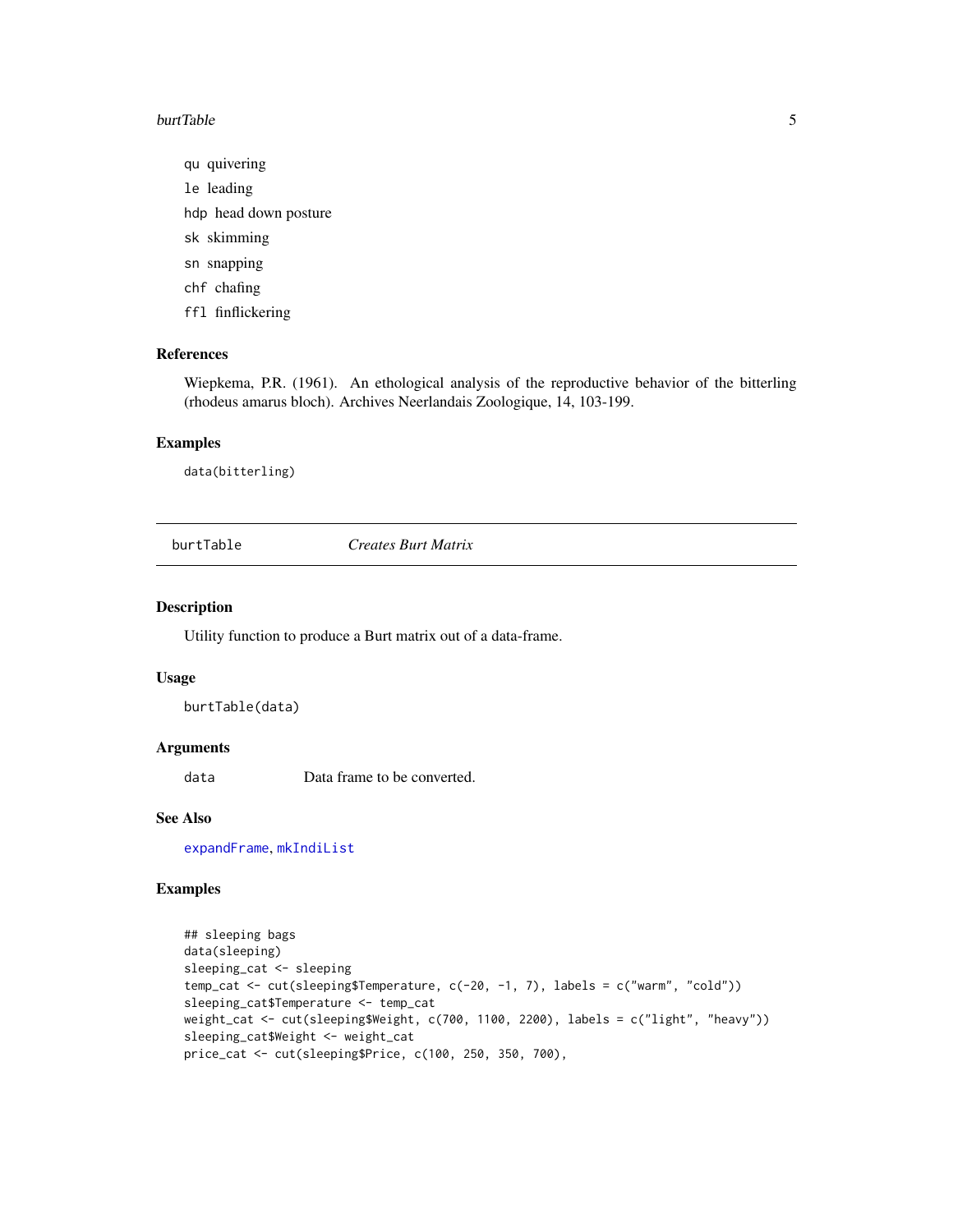qu quivering

le leading

hdp head down posture

sk skimming

sn snapping

chf chafing

ffl finflickering

### References

Wiepkema, P.R. (1961). An ethological analysis of the reproductive behavior of the bitterling (rhodeus amarus bloch). Archives Neerlandais Zoologique, 14, 103-199.

### Examples

```
data(bitterling)
```

---

## burtTable *Creates Burt Matrix*

### Description

Utility function to produce a Burt matrix out of a data-frame.

### Usage

```
burtTable(data)
```

### Arguments

| | |
|---|---|
| data | Data frame to be converted. |

### See Also

expandFrame, mkIndiList

### Examples

```
## sleeping bags
data(sleeping)
sleeping_cat <- sleeping
temp_cat <- cut(sleeping$Temperature, c(-20, -1, 7), labels = c("warm", "cold"))
sleeping_cat$Temperature <- temp_cat
weight_cat <- cut(sleeping$Weight, c(700, 1100, 2200), labels = c("light", "heavy"))
sleeping_cat$Weight <- weight_cat
price_cat <- cut(sleeping$Price, c(100, 250, 350, 700),
```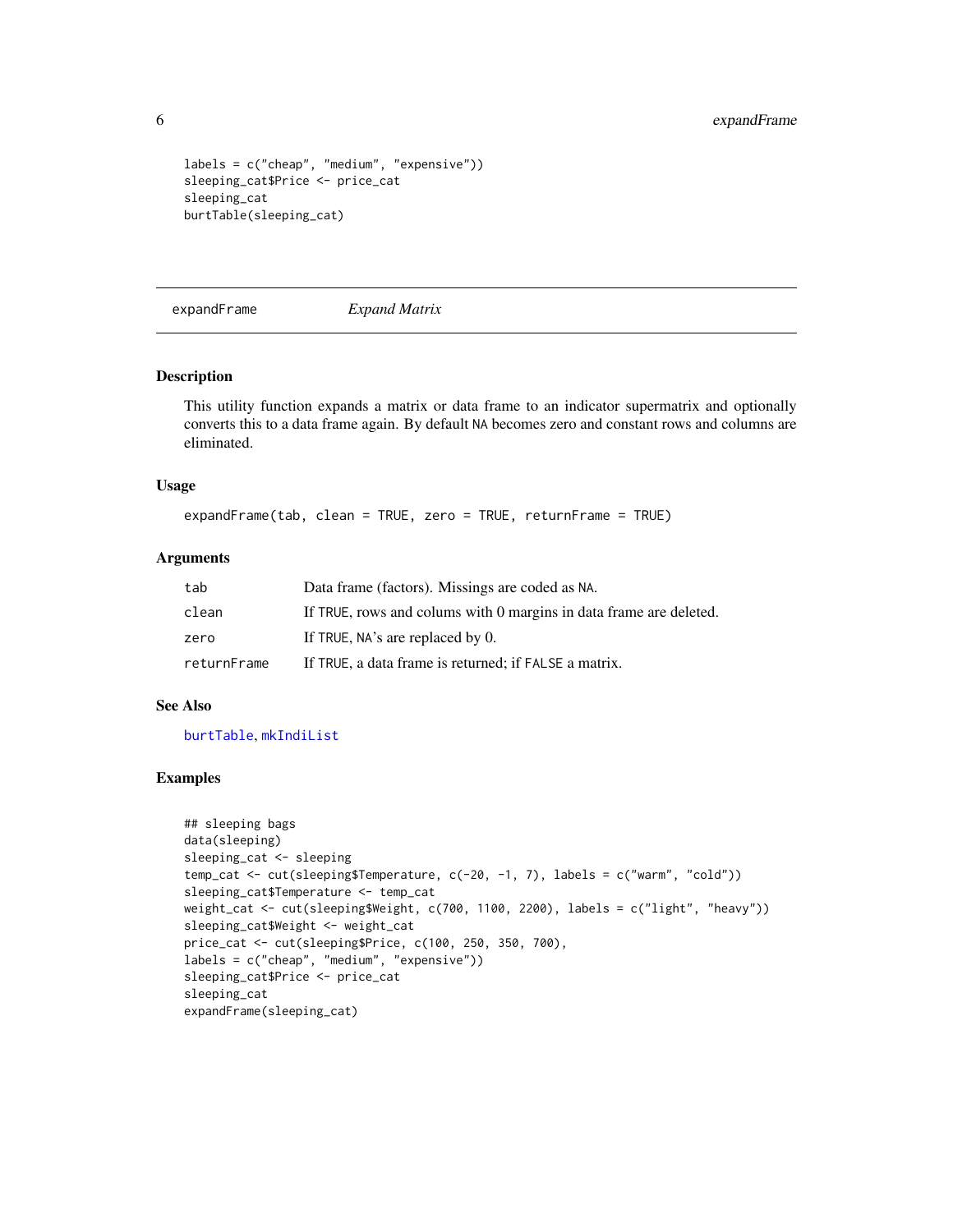```
labels = c("cheap", "medium", "expensive"))
sleeping_cat$Price <- price_cat
sleeping_cat
burtTable(sleeping_cat)
```

## expandFrame *Expand Matrix*

### Description

This utility function expands a matrix or data frame to an indicator supermatrix and optionally converts this to a data frame again. By default NA becomes zero and constant rows and columns are eliminated.

### Usage

```
expandFrame(tab, clean = TRUE, zero = TRUE, returnFrame = TRUE)
```

### Arguments

| | |
|---|---|
| tab | Data frame (factors). Missings are coded as NA. |
| clean | If TRUE, rows and colums with 0 margins in data frame are deleted. |
| zero | If TRUE, NA's are replaced by 0. |
| returnFrame | If TRUE, a data frame is returned; if FALSE a matrix. |

### See Also

burtTable, mkIndiList

### Examples

```
## sleeping bags
data(sleeping)
sleeping_cat <- sleeping
temp_cat <- cut(sleeping$Temperature, c(-20, -1, 7), labels = c("warm", "cold"))
sleeping_cat$Temperature <- temp_cat
weight_cat <- cut(sleeping$Weight, c(700, 1100, 2200), labels = c("light", "heavy"))
sleeping_cat$Weight <- weight_cat
price_cat <- cut(sleeping$Price, c(100, 250, 350, 700),
labels = c("cheap", "medium", "expensive"))
sleeping_cat$Price <- price_cat
sleeping_cat
expandFrame(sleeping_cat)
```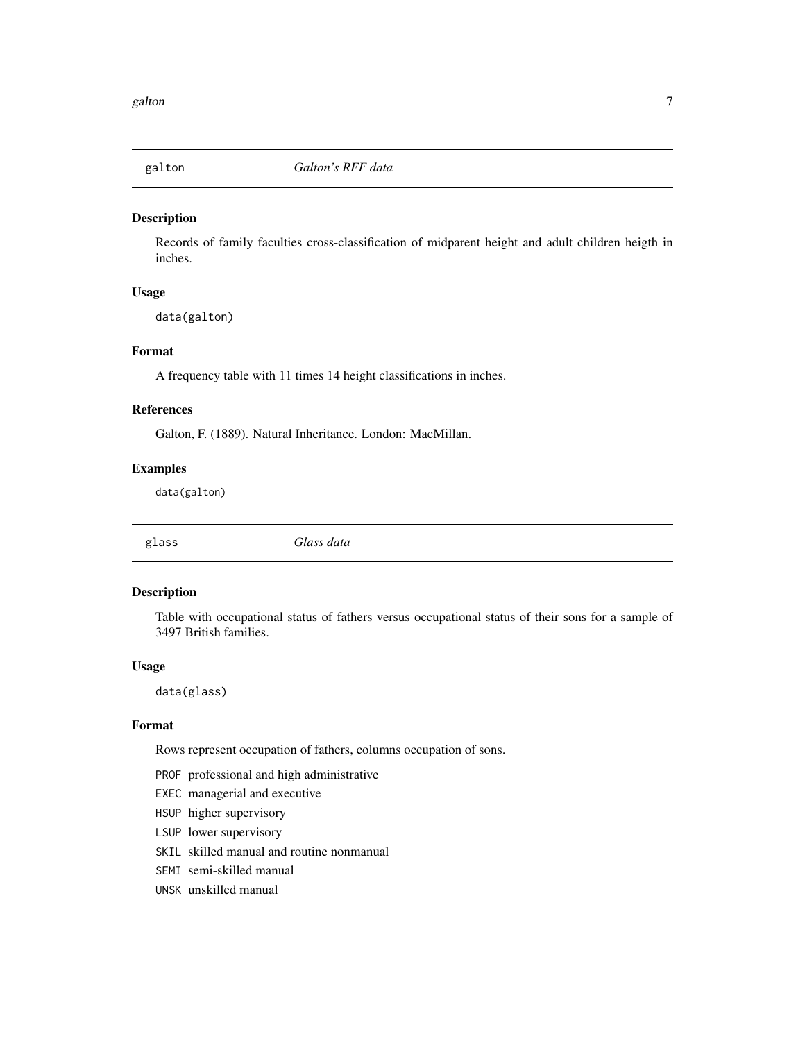## galton *Galton's RFF data*

### Description

Records of family faculties cross-classification of midparent height and adult children heigth in inches.

### Usage

```
data(galton)
```

### Format

A frequency table with 11 times 14 height classifications in inches.

### References

Galton, F. (1889). Natural Inheritance. London: MacMillan.

### Examples

```
data(galton)
```

## glass *Glass data*

### Description

Table with occupational status of fathers versus occupational status of their sons for a sample of 3497 British families.

### Usage

```
data(glass)
```

### Format

Rows represent occupation of fathers, columns occupation of sons.

- PROF professional and high administrative
- EXEC managerial and executive
- HSUP higher supervisory
- LSUP lower supervisory
- SKIL skilled manual and routine nonmanual
- SEMI semi-skilled manual
- UNSK unskilled manual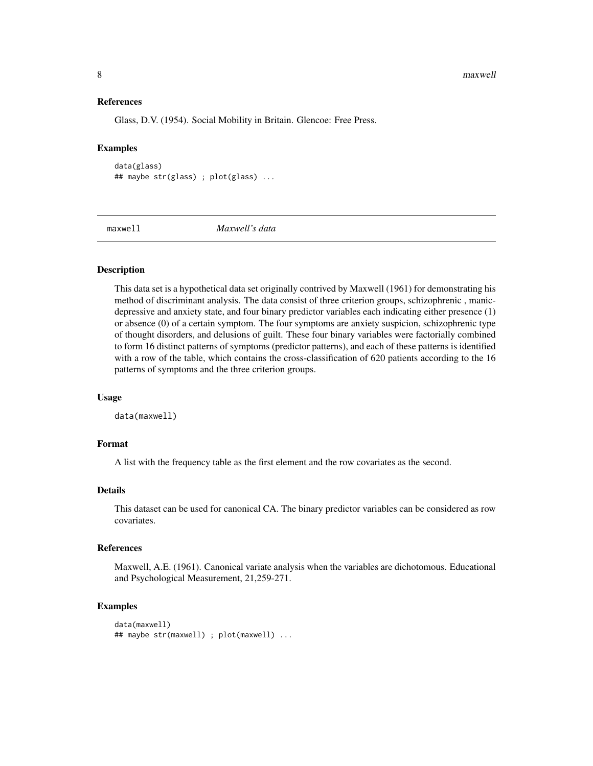### References

Glass, D.V. (1954). Social Mobility in Britain. Glencoe: Free Press.

### Examples

```
data(glass)
## maybe str(glass) ; plot(glass) ...
```

---

## maxwell — *Maxwell's data*

---

### Description

This data set is a hypothetical data set originally contrived by Maxwell (1961) for demonstrating his method of discriminant analysis. The data consist of three criterion groups, schizophrenic , manic-depressive and anxiety state, and four binary predictor variables each indicating either presence (1) or absence (0) of a certain symptom. The four symptoms are anxiety suspicion, schizophrenic type of thought disorders, and delusions of guilt. These four binary variables were factorially combined to form 16 distinct patterns of symptoms (predictor patterns), and each of these patterns is identified with a row of the table, which contains the cross-classification of 620 patients according to the 16 patterns of symptoms and the three criterion groups.

### Usage

```
data(maxwell)
```

### Format

A list with the frequency table as the first element and the row covariates as the second.

### Details

This dataset can be used for canonical CA. The binary predictor variables can be considered as row covariates.

### References

Maxwell, A.E. (1961). Canonical variate analysis when the variables are dichotomous. Educational and Psychological Measurement, 21,259-271.

### Examples

```
data(maxwell)
## maybe str(maxwell) ; plot(maxwell) ...
```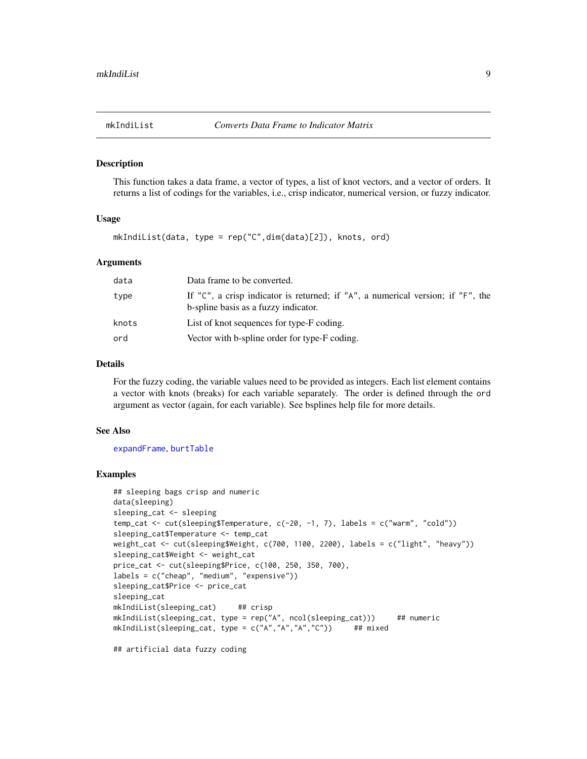## mkIndiList — *Converts Data Frame to Indicator Matrix*

### Description

This function takes a data frame, a vector of types, a list of knot vectors, and a vector of orders. It returns a list of codings for the variables, i.e., crisp indicator, numerical version, or fuzzy indicator.

### Usage

```
mkIndiList(data, type = rep("C",dim(data)[2]), knots, ord)
```

### Arguments

| | |
|---|---|
| data | Data frame to be converted. |
| type | If "C", a crisp indicator is returned; if "A", a numerical version; if "F", the b-spline basis as a fuzzy indicator. |
| knots | List of knot sequences for type-F coding. |
| ord | Vector with b-spline order for type-F coding. |

### Details

For the fuzzy coding, the variable values need to be provided as integers. Each list element contains a vector with knots (breaks) for each variable separately. The order is defined through the `ord` argument as vector (again, for each variable). See bsplines help file for more details.

### See Also

expandFrame, burtTable

### Examples

```
## sleeping bags crisp and numeric
data(sleeping)
sleeping_cat <- sleeping
temp_cat <- cut(sleeping$Temperature, c(-20, -1, 7), labels = c("warm", "cold"))
sleeping_cat$Temperature <- temp_cat
weight_cat <- cut(sleeping$Weight, c(700, 1100, 2200), labels = c("light", "heavy"))
sleeping_cat$Weight <- weight_cat
price_cat <- cut(sleeping$Price, c(100, 250, 350, 700),
labels = c("cheap", "medium", "expensive"))
sleeping_cat$Price <- price_cat
sleeping_cat
mkIndiList(sleeping_cat)     ## crisp
mkIndiList(sleeping_cat, type = rep("A", ncol(sleeping_cat)))     ## numeric
mkIndiList(sleeping_cat, type = c("A","A","A","C"))     ## mixed

## artificial data fuzzy coding
```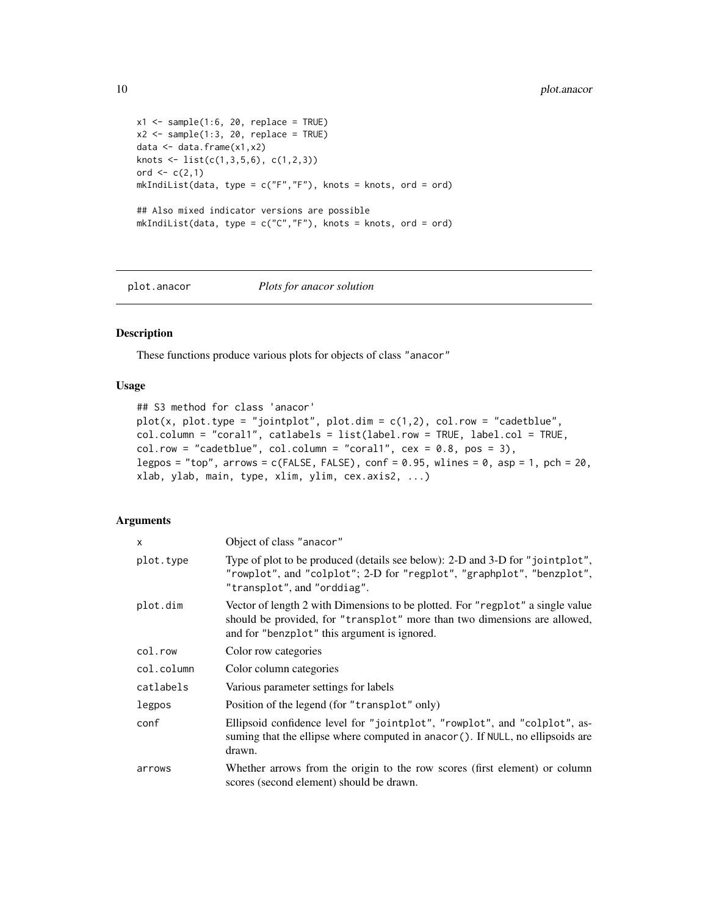```
x1 <- sample(1:6, 20, replace = TRUE)
x2 <- sample(1:3, 20, replace = TRUE)
data <- data.frame(x1,x2)
knots <- list(c(1,3,5,6), c(1,2,3))
ord <- c(2,1)
mkIndiList(data, type = c("F","F"), knots = knots, ord = ord)

## Also mixed indicator versions are possible
mkIndiList(data, type = c("C","F"), knots = knots, ord = ord)
```

---

## plot.anacor — *Plots for anacor solution*

---

### Description

These functions produce various plots for objects of class "anacor"

### Usage

```
## S3 method for class 'anacor'
plot(x, plot.type = "jointplot", plot.dim = c(1,2), col.row = "cadetblue",
col.column = "coral1", catlabels = list(label.row = TRUE, label.col = TRUE,
col.row = "cadetblue", col.column = "coral1", cex = 0.8, pos = 3),
legpos = "top", arrows = c(FALSE, FALSE), conf = 0.95, wlines = 0, asp = 1, pch = 20,
xlab, ylab, main, type, xlim, ylim, cex.axis2, ...)
```

### Arguments

| | |
|---|---|
| x | Object of class "anacor" |
| plot.type | Type of plot to be produced (details see below): 2-D and 3-D for "jointplot", "rowplot", and "colplot"; 2-D for "regplot", "graphplot", "benzplot", "transplot", and "orddiag". |
| plot.dim | Vector of length 2 with Dimensions to be plotted. For "regplot" a single value should be provided, for "transplot" more than two dimensions are allowed, and for "benzplot" this argument is ignored. |
| col.row | Color row categories |
| col.column | Color column categories |
| catlabels | Various parameter settings for labels |
| legpos | Position of the legend (for "transplot" only) |
| conf | Ellipsoid confidence level for "jointplot", "rowplot", and "colplot", assuming that the ellipse where computed in anacor(). If NULL, no ellipsoids are drawn. |
| arrows | Whether arrows from the origin to the row scores (first element) or column scores (second element) should be drawn. |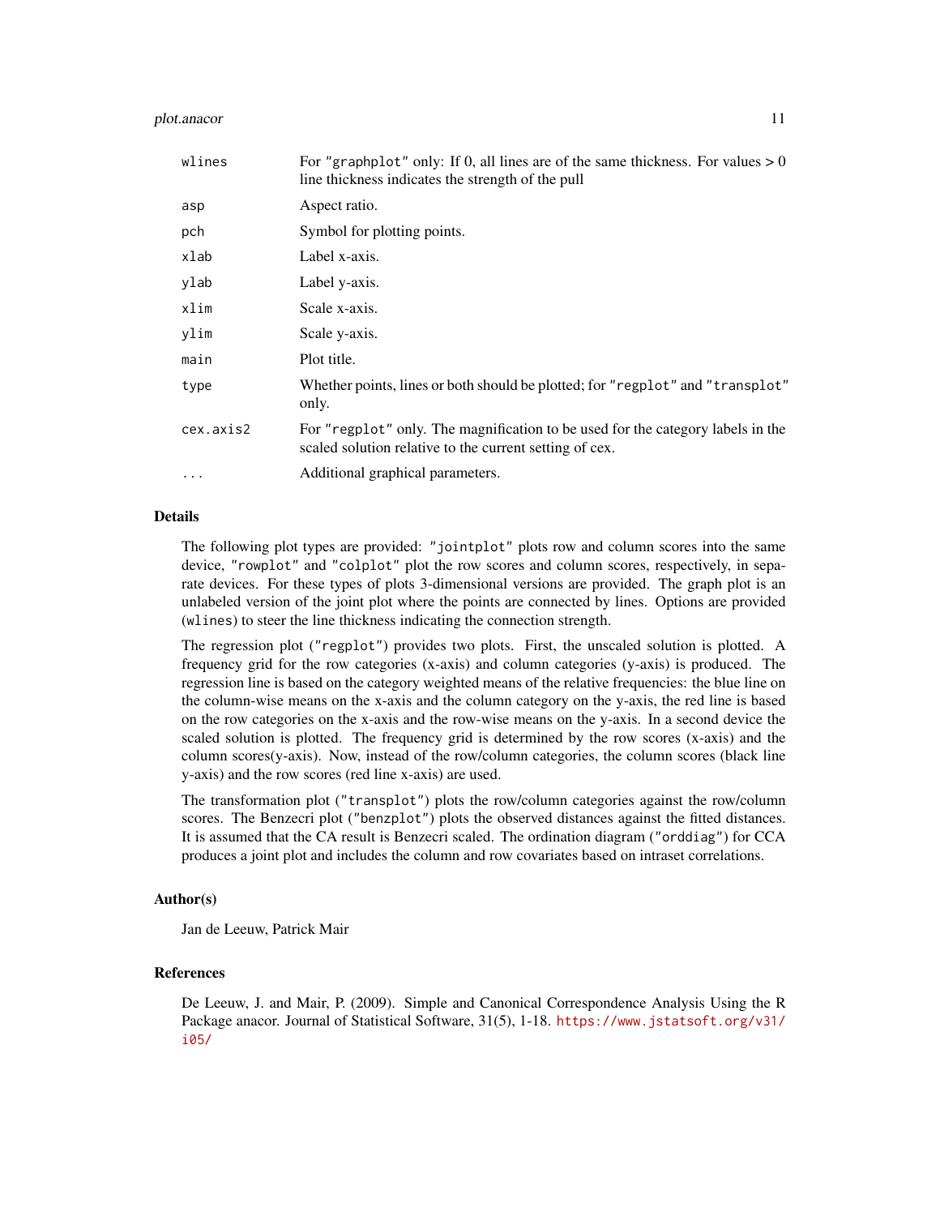| | |
|---|---|
| `wlines` | For `"graphplot"` only: If 0, all lines are of the same thickness. For values > 0 line thickness indicates the strength of the pull |
| `asp` | Aspect ratio. |
| `pch` | Symbol for plotting points. |
| `xlab` | Label x-axis. |
| `ylab` | Label y-axis. |
| `xlim` | Scale x-axis. |
| `ylim` | Scale y-axis. |
| `main` | Plot title. |
| `type` | Whether points, lines or both should be plotted; for `"regplot"` and `"transplot"` only. |
| `cex.axis2` | For `"regplot"` only. The magnification to be used for the category labels in the scaled solution relative to the current setting of cex. |
| `...` | Additional graphical parameters. |

## Details

The following plot types are provided: `"jointplot"` plots row and column scores into the same device, `"rowplot"` and `"colplot"` plot the row scores and column scores, respectively, in separate devices. For these types of plots 3-dimensional versions are provided. The graph plot is an unlabeled version of the joint plot where the points are connected by lines. Options are provided (`wlines`) to steer the line thickness indicating the connection strength.

The regression plot (`"regplot"`) provides two plots. First, the unscaled solution is plotted. A frequency grid for the row categories (x-axis) and column categories (y-axis) is produced. The regression line is based on the category weighted means of the relative frequencies: the blue line on the column-wise means on the x-axis and the column category on the y-axis, the red line is based on the row categories on the x-axis and the row-wise means on the y-axis. In a second device the scaled solution is plotted. The frequency grid is determined by the row scores (x-axis) and the column scores(y-axis). Now, instead of the row/column categories, the column scores (black line y-axis) and the row scores (red line x-axis) are used.

The transformation plot (`"transplot"`) plots the row/column categories against the row/column scores. The Benzecri plot (`"benzplot"`) plots the observed distances against the fitted distances. It is assumed that the CA result is Benzecri scaled. The ordination diagram (`"orddiag"`) for CCA produces a joint plot and includes the column and row covariates based on intraset correlations.

## Author(s)

Jan de Leeuw, Patrick Mair

## References

De Leeuw, J. and Mair, P. (2009). Simple and Canonical Correspondence Analysis Using the R Package anacor. Journal of Statistical Software, 31(5), 1-18. https://www.jstatsoft.org/v31/i05/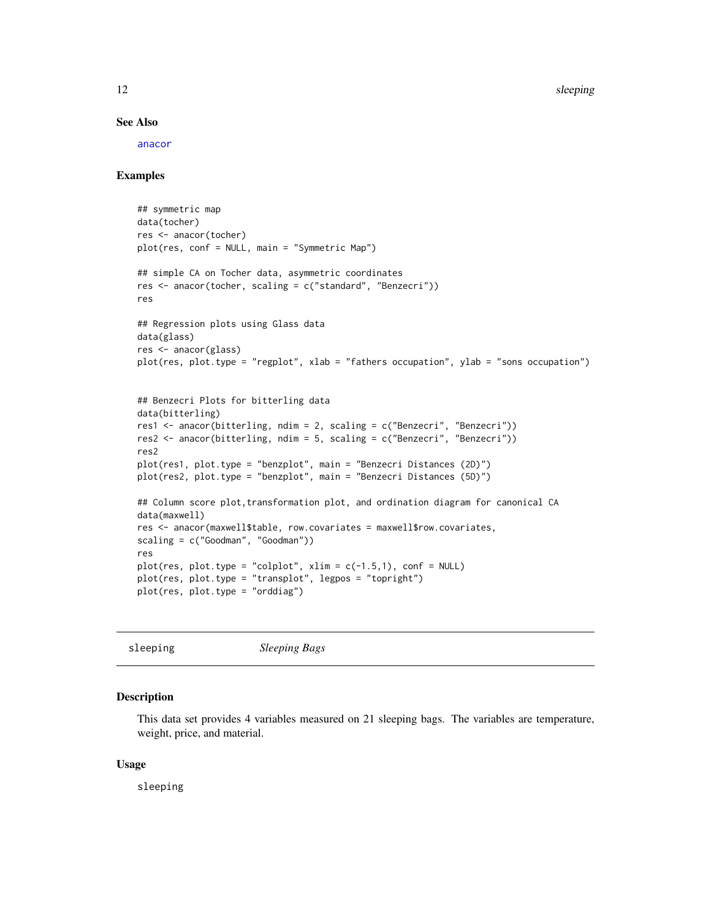### See Also

anacor

### Examples

```
## symmetric map
data(tocher)
res <- anacor(tocher)
plot(res, conf = NULL, main = "Symmetric Map")

## simple CA on Tocher data, asymmetric coordinates
res <- anacor(tocher, scaling = c("standard", "Benzecri"))
res

## Regression plots using Glass data
data(glass)
res <- anacor(glass)
plot(res, plot.type = "regplot", xlab = "fathers occupation", ylab = "sons occupation")


## Benzecri Plots for bitterling data
data(bitterling)
res1 <- anacor(bitterling, ndim = 2, scaling = c("Benzecri", "Benzecri"))
res2 <- anacor(bitterling, ndim = 5, scaling = c("Benzecri", "Benzecri"))
res2
plot(res1, plot.type = "benzplot", main = "Benzecri Distances (2D)")
plot(res2, plot.type = "benzplot", main = "Benzecri Distances (5D)")

## Column score plot,transformation plot, and ordination diagram for canonical CA
data(maxwell)
res <- anacor(maxwell$table, row.covariates = maxwell$row.covariates,
scaling = c("Goodman", "Goodman"))
res
plot(res, plot.type = "colplot", xlim = c(-1.5,1), conf = NULL)
plot(res, plot.type = "transplot", legpos = "topright")
plot(res, plot.type = "orddiag")
```

---

## sleeping *Sleeping Bags*

---

### Description

This data set provides 4 variables measured on 21 sleeping bags. The variables are temperature, weight, price, and material.

### Usage

```
sleeping
```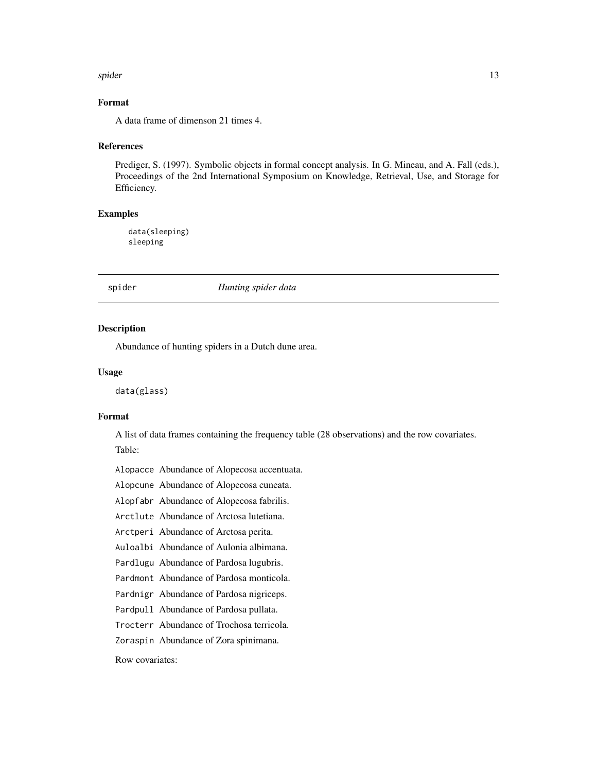### Format

A data frame of dimenson 21 times 4.

### References

Prediger, S. (1997). Symbolic objects in formal concept analysis. In G. Mineau, and A. Fall (eds.), Proceedings of the 2nd International Symposium on Knowledge, Retrieval, Use, and Storage for Efficiency.

### Examples

```
data(sleeping)
sleeping
```

---

## spider — *Hunting spider data*

---

### Description

Abundance of hunting spiders in a Dutch dune area.

### Usage

```
data(glass)
```

### Format

A list of data frames containing the frequency table (28 observations) and the row covariates.

Table:

- `Alopacce` Abundance of Alopecosa accentuata.
- `Alopcune` Abundance of Alopecosa cuneata.
- `Alopfabr` Abundance of Alopecosa fabrilis.
- `Arctlute` Abundance of Arctosa lutetiana.
- `Arctperi` Abundance of Arctosa perita.
- `Auloalbi` Abundance of Aulonia albimana.
- `Pardlugu` Abundance of Pardosa lugubris.
- `Pardmont` Abundance of Pardosa monticola.
- `Pardnigr` Abundance of Pardosa nigriceps.
- `Pardpull` Abundance of Pardosa pullata.
- `Trocterr` Abundance of Trochosa terricola.
- `Zoraspin` Abundance of Zora spinimana.

Row covariates: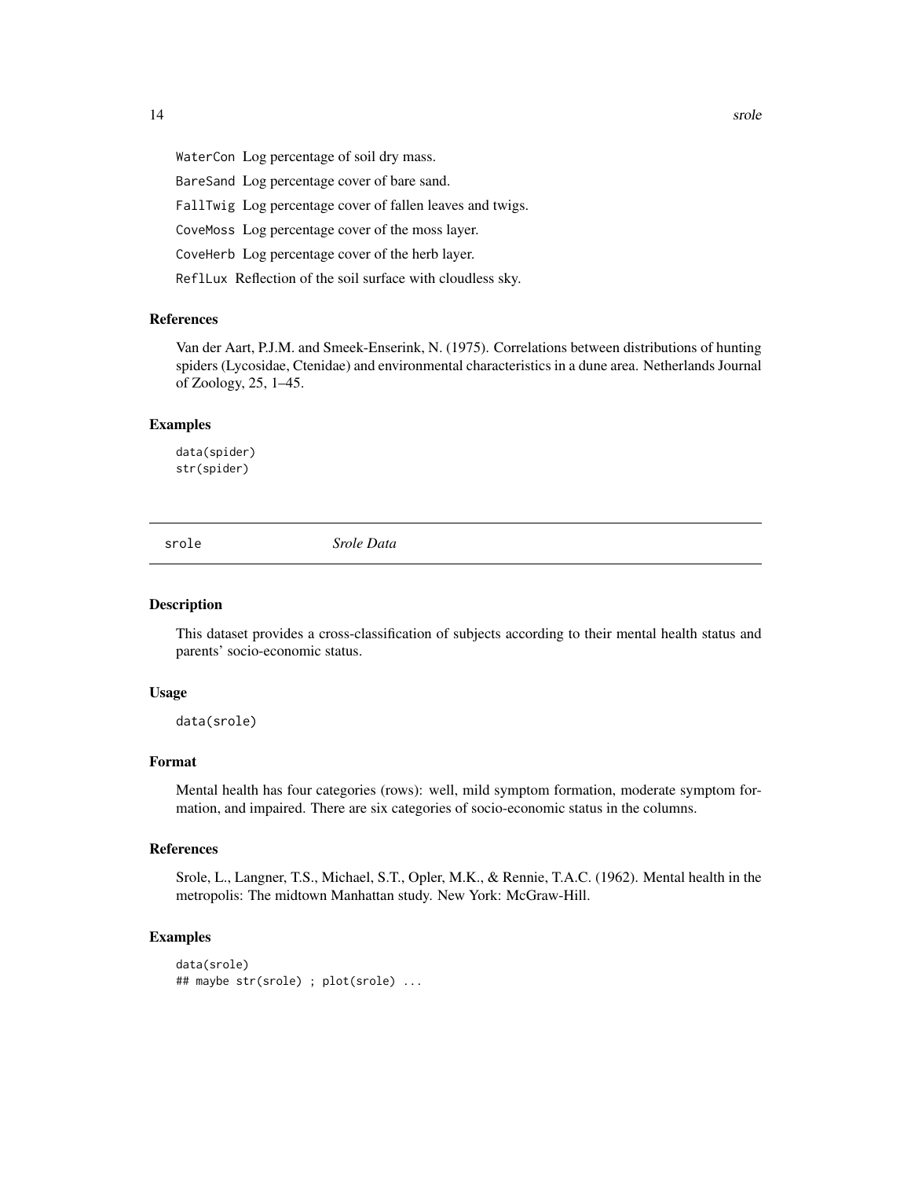WaterCon Log percentage of soil dry mass.

BareSand Log percentage cover of bare sand.

FallTwig Log percentage cover of fallen leaves and twigs.

CoveMoss Log percentage cover of the moss layer.

CoveHerb Log percentage cover of the herb layer.

ReflLux Reflection of the soil surface with cloudless sky.

### References

Van der Aart, P.J.M. and Smeek-Enserink, N. (1975). Correlations between distributions of hunting spiders (Lycosidae, Ctenidae) and environmental characteristics in a dune area. Netherlands Journal of Zoology, 25, 1–45.

### Examples

```
data(spider)
str(spider)
```

---

## srole *Srole Data*

### Description

This dataset provides a cross-classification of subjects according to their mental health status and parents' socio-economic status.

### Usage

```
data(srole)
```

### Format

Mental health has four categories (rows): well, mild symptom formation, moderate symptom formation, and impaired. There are six categories of socio-economic status in the columns.

### References

Srole, L., Langner, T.S., Michael, S.T., Opler, M.K., & Rennie, T.A.C. (1962). Mental health in the metropolis: The midtown Manhattan study. New York: McGraw-Hill.

### Examples

```
data(srole)
## maybe str(srole) ; plot(srole) ...
```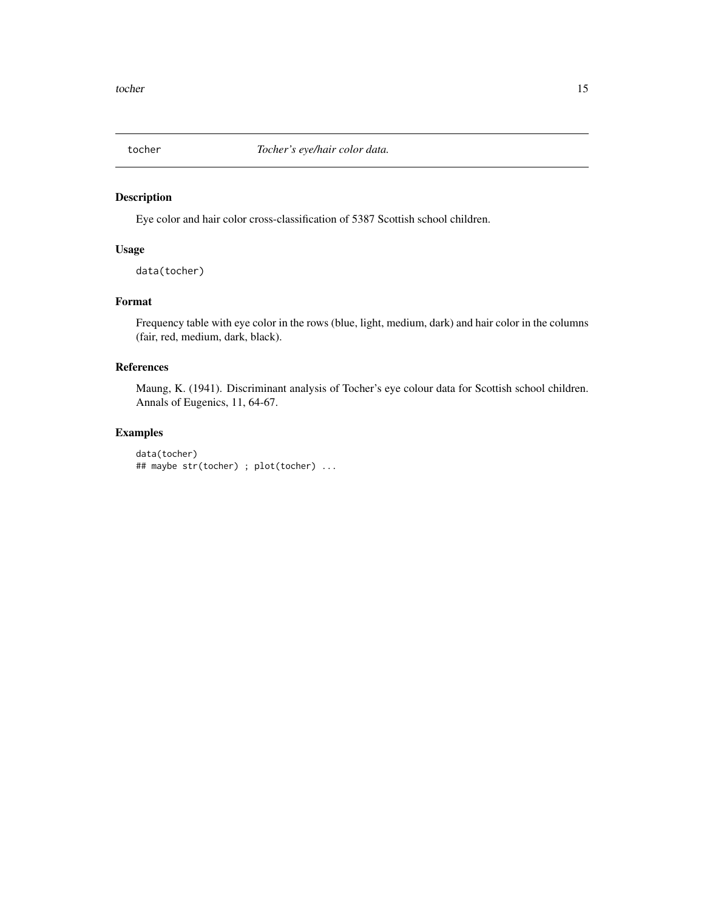# tocher *Tocher's eye/hair color data.*

## Description

Eye color and hair color cross-classification of 5387 Scottish school children.

## Usage

```
data(tocher)
```

## Format

Frequency table with eye color in the rows (blue, light, medium, dark) and hair color in the columns (fair, red, medium, dark, black).

## References

Maung, K. (1941). Discriminant analysis of Tocher's eye colour data for Scottish school children. Annals of Eugenics, 11, 64-67.

## Examples

```
data(tocher)
## maybe str(tocher) ; plot(tocher) ...
```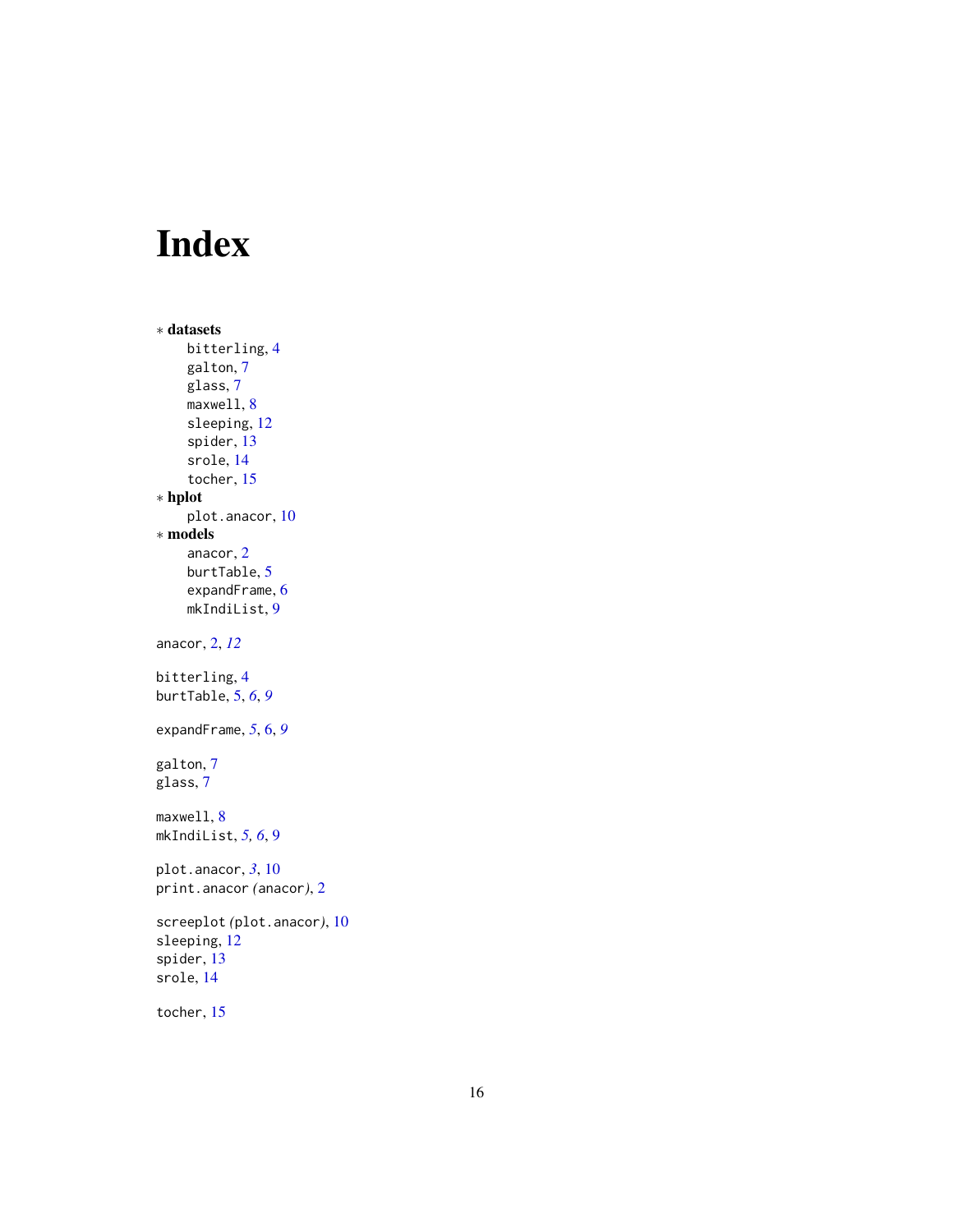# Index

∗ **datasets**

- bitterling, 4
- galton, 7
- glass, 7
- maxwell, 8
- sleeping, 12
- spider, 13
- srole, 14
- tocher, 15

∗ **hplot**

- plot.anacor, 10

∗ **models**

- anacor, 2
- burtTable, 5
- expandFrame, 6
- mkIndiList, 9

anacor, 2, *12*

bitterling, 4
burtTable, 5, *6*, *9*

expandFrame, *5*, 6, *9*

galton, 7
glass, 7

maxwell, 8
mkIndiList, *5*, *6*, 9

plot.anacor, *3*, 10
print.anacor *(*anacor*)*, 2

screeplot *(*plot.anacor*)*, 10
sleeping, 12
spider, 13
srole, 14

tocher, 15